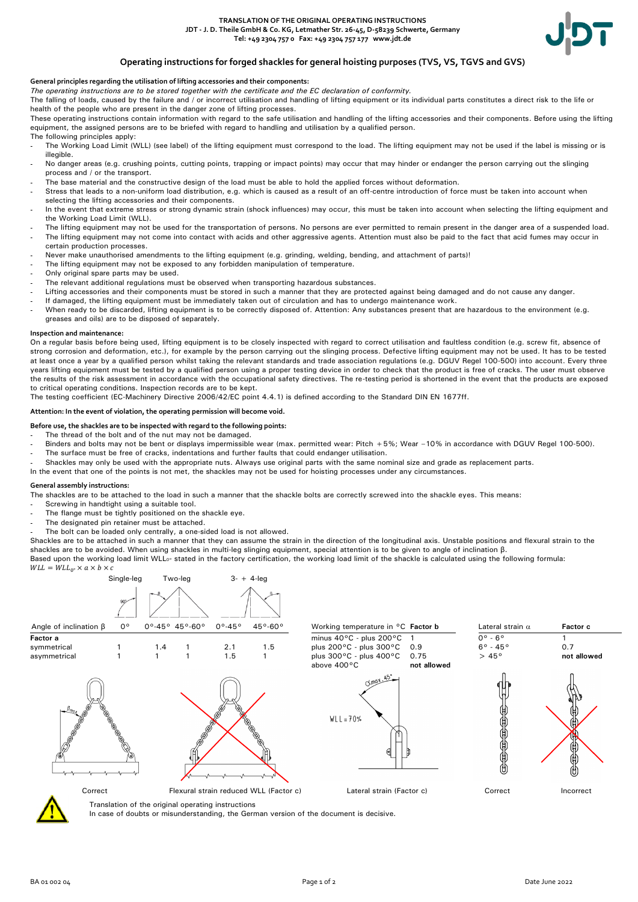TRANSLATION OF THE ORIGINAL OPERATING INSTRUCTIONS
JDT - J. D. Theile GmbH & Co. KG, Letmather Str. 26-45, D-58239 Schwerte, Germany
Tel: +49 2304 757 0 Fax: +49 2304 757 177 www.jdt.de

# Operating instructions for forged shackles for general hoisting purposes (TVS, VS, TGVS and GVS)

**General principles regarding the utilisation of lifting accessories and their components:**

*The operating instructions are to be stored together with the certificate and the EC declaration of conformity.*

The falling of loads, caused by the failure and / or incorrect utilisation and handling of lifting equipment or its individual parts constitutes a direct risk to the life or health of the people who are present in the danger zone of lifting processes.

These operating instructions contain information with regard to the safe utilisation and handling of the lifting accessories and their components. Before using the lifting equipment, the assigned persons are to be briefed with regard to handling and utilisation by a qualified person.

The following principles apply:

- The Working Load Limit (WLL) (see label) of the lifting equipment must correspond to the load. The lifting equipment may not be used if the label is missing or is illegible.
- No danger areas (e.g. crushing points, cutting points, trapping or impact points) may occur that may hinder or endanger the person carrying out the slinging process and / or the transport.
- The base material and the constructive design of the load must be able to hold the applied forces without deformation.
- Stress that leads to a non-uniform load distribution, e.g. which is caused as a result of an off-centre introduction of force must be taken into account when selecting the lifting accessories and their components.
- In the event that extreme stress or strong dynamic strain (shock influences) may occur, this must be taken into account when selecting the lifting equipment and the Working Load Limit (WLL).
- The lifting equipment may not be used for the transportation of persons. No persons are ever permitted to remain present in the danger area of a suspended load.
- The lifting equipment may not come into contact with acids and other aggressive agents. Attention must also be paid to the fact that acid fumes may occur in certain production processes.
- Never make unauthorised amendments to the lifting equipment (e.g. grinding, welding, bending, and attachment of parts)!
- The lifting equipment may not be exposed to any forbidden manipulation of temperature.
- Only original spare parts may be used.
- The relevant additional regulations must be observed when transporting hazardous substances.
- Lifting accessories and their components must be stored in such a manner that they are protected against being damaged and do not cause any danger.
- If damaged, the lifting equipment must be immediately taken out of circulation and has to undergo maintenance work.
- When ready to be discarded, lifting equipment is to be correctly disposed of. Attention: Any substances present that are hazardous to the environment (e.g. greases and oils) are to be disposed of separately.

**Inspection and maintenance:**

On a regular basis before being used, lifting equipment is to be closely inspected with regard to correct utilisation and faultless condition (e.g. screw fit, absence of strong corrosion and deformation, etc.), for example by the person carrying out the slinging process. Defective lifting equipment may not be used. It has to be tested at least once a year by a qualified person whilst taking the relevant standards and trade association regulations (e.g. DGUV Regel 100-500) into account. Every three years lifting equipment must be tested by a qualified person using a proper testing device in order to check that the product is free of cracks. The user must observe the results of the risk assessment in accordance with the occupational safety directives. The re-testing period is shortened in the event that the products are exposed to critical operating conditions. Inspection records are to be kept.

The testing coefficient (EC-Machinery Directive 2006/42/EC point 4.4.1) is defined according to the Standard DIN EN 1677ff.

**Attention: In the event of violation, the operating permission will become void.**

**Before use, the shackles are to be inspected with regard to the following points:**

- The thread of the bolt and of the nut may not be damaged.
- Binders and bolts may not be bent or displays impermissible wear (max. permitted wear: Pitch +5%; Wear −10% in accordance with DGUV Regel 100-500).
- The surface must be free of cracks, indentations and further faults that could endanger utilisation.
- Shackles may only be used with the appropriate nuts. Always use original parts with the same nominal size and grade as replacement parts.

In the event that one of the points is not met, the shackles may not be used for hoisting processes under any circumstances.

**General assembly instructions:**

The shackles are to be attached to the load in such a manner that the shackle bolts are correctly screwed into the shackle eyes. This means:

- Screwing in handtight using a suitable tool.
- The flange must be tightly positioned on the shackle eye.
- The designated pin retainer must be attached.
- The bolt can be loaded only centrally, a one-sided load is not allowed.

Shackles are to be attached in such a manner that they can assume the strain in the direction of the longitudinal axis. Unstable positions and flexural strain to the shackles are to be avoided. When using shackles in multi-leg slinging equipment, special attention is to be given to angle of inclination β.

Based upon the working load limit $WLL_{0°}$ stated in the factory certification, the working load limit of the shackle is calculated using the following formula:

$$WLL = WLL_{0°} \times a \times b \times c$$

| | Single-leg | Two-leg | | 3- + 4-leg | |
|---|---|---|---|---|---|
| Angle of inclination β | 0° | 0°-45° | 45°-60° | 0°-45° | 45°-60° |
| **Factor a** | | | | | |
| symmetrical | 1 | 1.4 | 1 | 2.1 | 1.5 |
| asymmetrical | 1 | 1 | 1 | 1.5 | 1 |

| Working temperature in °C | **Factor b** |
|---|---|
| minus 40°C - plus 200°C | 1 |
| plus 200°C - plus 300°C | 0.9 |
| plus 300°C - plus 400°C | 0.75 |
| above 400°C | **not allowed** |

| Lateral strain α | **Factor c** |
|---|---|
| 0° - 6° | 1 |
| 6° - 45° | 0.7 |
| > 45° | **not allowed** |

Correct | Flexural strain reduced WLL (Factor c) | Lateral strain (Factor c) | Correct | Incorrect

Translation of the original operating instructions
In case of doubts or misunderstanding, the German version of the document is decisive.

BA 01 002 04 — Date June 2022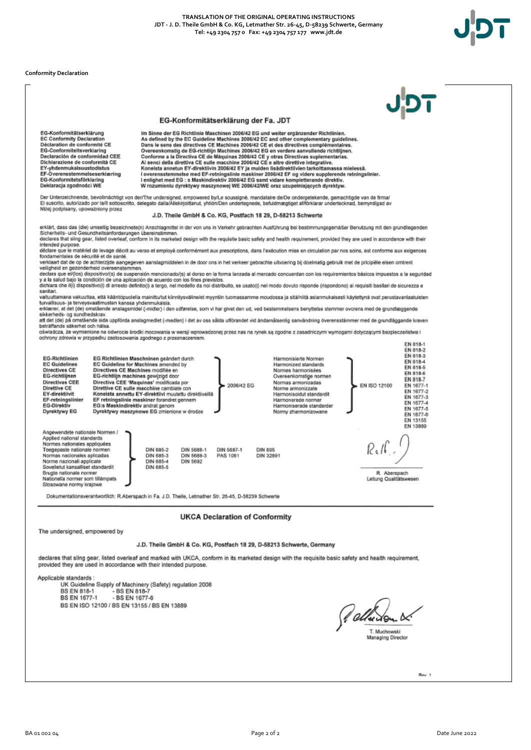TRANSLATION OF THE ORIGINAL OPERATING INSTRUCTIONS
JDT - J. D. Theile GmbH & Co. KG, Letmather Str. 26-45, D-58239 Schwerte, Germany
Tel: +49 2304 757 0 Fax: +49 2304 757 177 www.jdt.de

**Conformity Declaration**

## EG-Konformitätserklärung der Fa. JDT

| | |
|---|---|
| EG-Konformitätserklärung | Im Sinne der EG Richtlinie Maschinen 2006/42 EG und weiter ergänzender Richtlinien. |
| EC Conformity Declaration | As defined by the EC Guideline Machines 2006/42 EC and other complementary guidelines. |
| Déclaration de conformité CE | Dans le sens des directives CE Machines 2006/42 CE et des directives complémentaires. |
| EG-Conformiteitsverklaring | Overeenkomstig de EG-richtlijn Machines 2006/42 EG en verdere aanvullende richtlijnen. |
| Declaración de conformidad CEE | Conforme a la Directiva CE de Máquinas 2006/42 CE y otras Directivas suplementarias. |
| Dichiarazione de conformità CE | Ai senci della direttiva CE sulle macchine 2006/42 CE e altre direttive integrative. |
| EY-yhdenmukaisuustodistus | Koneista annetun EY-direktiivin 2006/42 EY ja muiden lisädirektiivien tarkoittamassa mielessä. |
| EF-Överensstemmelseserklæring | I overensstemmelse med EF-retningslinie maskiner 2006/42 EF og videre supplerende retningslinier. |
| EG-Konformitetsförklaring | I enlighet med EG : s Maskindirektiv 2006/42 EG samt vidare kompletterande direktiv. |
| Deklaracja zgodności WE | W rozumieniu dyrektywy maszynowej WE 2006/42/WE oraz uzupełniających dyrektyw. |

Der Unterzeichnende, bevollmächtigt von der/The undersigned, empowered by/Le soussigné, mandataire de/De ondergetekende, gemachtigde van de firma/ El suscrito, autorizado por la/Il sottoscritto, delegato dalla/Allekirjoittanut, yhtiön/Den undertegnede, befuldmægtiget af/Förklarar undertecknad, bemyndigad av Niżej podpisany, upoważniony przez

**J.D. Theile GmbH & Co. KG, Postfach 18 29, D-58213 Schwerte**

erklärt, dass das (die) umseitig bezeichnete(n) Anschlagmittel in der von uns in Verkehr gebrachten Ausführung bei bestimmungsgemäßer Benutzung mit den grundlegenden Sicherheits- und Gesundheitsanforderungen übereinstimmen.
declares that sling gear, listed overleaf, conform in its marketed design with the requisite basic safety and health requirement, provided they are used in accordance with their intended purpose.
déclare que le matériel de levage décrit au verso et employé conformément aux prescriptions, dans l'exécution mise en circulation par nos soins, est conforme aux exigences fondamentales de sécurité et de santé.
verklaart dat de op de achterzijde aangegeven aanslagmiddelen in de door ons in het verkeer gebrachte uitvoering bij doelmatig gebruik met de pricipiële eisen omtrent veiligheid en gezondenheid overeenstemmen.
declara que el/(los) dispositivo/(s) de suspensión mencionado/(s) al dorso en la forma lanzada al mercado concuerdan con los requerimientos básicos impuestos a la seguridad y a la salud bajo la condición de una aplicación de acuerdo con los fines previstos.
dichiara che il(i) dispositivo(i) di arresto definito(i) a tergo, nel modello da noi distribuito, se usato(i) nel modo dovuto risponde (rispondono) ai requisiti basilari de sicurezza e sanitari.
valtuuttamana vakuuttaa, että kääntöpuolella mainittu/tut kiinnitysväline/et myyntiin tuomassamme muodossa ja sitä/niitä asianmukaisesti käytettynä ovat perustavanlaatuisten turvallisuus- ja terveysvaatimusten kanssa yhdenmukaisia.
erklærer, at det (de) omstående anslagsmidel (-midler) i den udførelse, som vi har givet den ud, ved bestemmelsens benyttelse stemmer ovcrens med de grundlæggende sikkerheds- og sundhedskrav.
att det (de) på omstående sida uppförda anslagmedlet (-medlen) i det av oss sålda utförandet vid ändamålsenlig sanvändning överensstämmer med de grundläggande kraven beträffande säkerhet och hälsa.
oświadcza, że wymienione na odwrocie środki mocowania w wersji wprowadzonej przez nas na rynek są zgodne z zasadniczymi wymogami dotyczącymi bezpieczeństwa i ochrony zdrowia w przypadku zastosowania zgodnego z przeznaczeniem.

| | | | | | |
|---|---|---|---|---|---|
| EG-Richtlinien | EG Richtlinien Maschninen geändert durch | 2006/42 EG | Harmonisierte Normen | EN ISO 12100 | EN 818-1 |
| EC Guidelines | EC Guideline for Machines amended by | | Harmonized standards | | EN 818-2 |
| Directives CE | Directives CE Machines modifiée en | | Normes harmonisées | | EN 818-3 |
| EG-richtlijnen | EG-richtlijn machines gewijzigd door | | Overeenkomstige normen | | EN 818-4 |
| Directivas CEE | Directiva CEE 'Maquinas' modificada por | | Normas armonizadas | | EN 818-5 |
| Direttive CE | Direttive CE sulle macchine cambiate con | | Norme armonizzate | | EN 818-6 |
| EY-direktiivit | Koneista annettu EY-direktiivi muutettu direktiivellä | | Harmonisoidut standardit | | EN 818-7 |
| EF-retningslinier | EF retningslinie maskiner forandret gennem | | Harmonerede normer | | EN 1677-1 |
| EG-Direktiv | EG:s Maskindirektiv andrat genom | | Harmoniserade standarder | | EN 1677-2 |
| Dyrektywy EG | Dyrektywy maszynowe EG zmienione w drodze | | Normy zharmonizowane | | EN 1677-3 |
| | | | | | EN 1677-4 |
| | | | | | EN 1677-5 |
| | | | | | EN 1677-6 |
| | | | | | EN 13155 |
| | | | | | EN 13889 |

| | | | | |
|---|---|---|---|---|
| Angewendete nationale Normen / Applied national standards / Normes nationales appliquées / Toegepaste nationale normen / Normas nacionales aplicadas / Norme nazionali applicate / Sovelletut kansalliset standardit / Brugte nationale normer / Nationella normer som tillämpats / Stosowane normy krajowe | DIN 685-2 | DIN 5688-1 | DIN 5687-1 | DIN 695 |
| | DIN 685-3 | DIN 5688-3 | PAS 1061 | DIN 32891 |
| | DIN 685-4 | DIN 5692 | | |
| | DIN 685-5 | | | |

R. Aberspach
Leitung Qualitätswesen

Dokumentationsverantwortlich: R.Aberspach in Fa. J.D. Theile, Letmather Str. 26-45, D-58239 Schwerte

## UKCA Declaration of Conformity

The undersigned, empowered by

**J.D. Theile GmbH & Co. KG, Postfach 18 29, D-58213 Schwerte, Germany**

declares that sling gear, listed overleaf and marked with UKCA, conform in its marketed design with the requisite basic safety and health requirement, provided they are used in accordance with their intended purpose.

Applicable standards :
UK Guideline Supply of Machinery (Safety) regulation 2008
BS EN 818-1 - BS EN 818-7
BS EN 1677-1 - BS EN 1677-6
BS EN ISO 12100 / BS EN 13155 / BS EN 13889

T. Muchowski
Managing Director

Rev. 1

BA 01 002 04 — Date June 2022